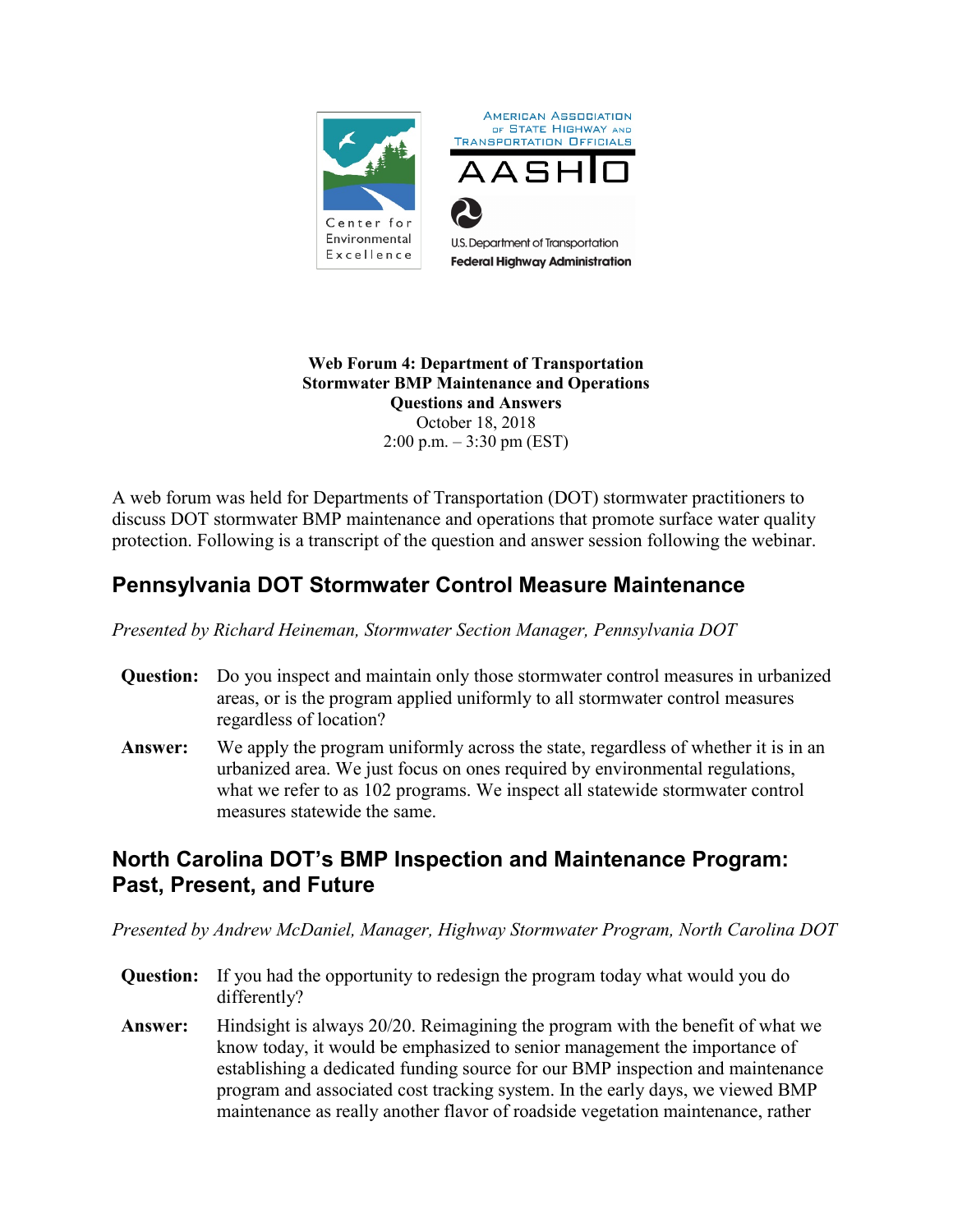**Web Forum 4: Department of Transportation**
**Stormwater BMP Maintenance and Operations**
**Questions and Answers**
October 18, 2018
2:00 p.m. – 3:30 pm (EST)

A web forum was held for Departments of Transportation (DOT) stormwater practitioners to discuss DOT stormwater BMP maintenance and operations that promote surface water quality protection. Following is a transcript of the question and answer session following the webinar.

## Pennsylvania DOT Stormwater Control Measure Maintenance

*Presented by Richard Heineman, Stormwater Section Manager, Pennsylvania DOT*

**Question:** Do you inspect and maintain only those stormwater control measures in urbanized areas, or is the program applied uniformly to all stormwater control measures regardless of location?

**Answer:** We apply the program uniformly across the state, regardless of whether it is in an urbanized area. We just focus on ones required by environmental regulations, what we refer to as 102 programs. We inspect all statewide stormwater control measures statewide the same.

## North Carolina DOT's BMP Inspection and Maintenance Program: Past, Present, and Future

*Presented by Andrew McDaniel, Manager, Highway Stormwater Program, North Carolina DOT*

**Question:** If you had the opportunity to redesign the program today what would you do differently?

**Answer:** Hindsight is always 20/20. Reimagining the program with the benefit of what we know today, it would be emphasized to senior management the importance of establishing a dedicated funding source for our BMP inspection and maintenance program and associated cost tracking system. In the early days, we viewed BMP maintenance as really another flavor of roadside vegetation maintenance, rather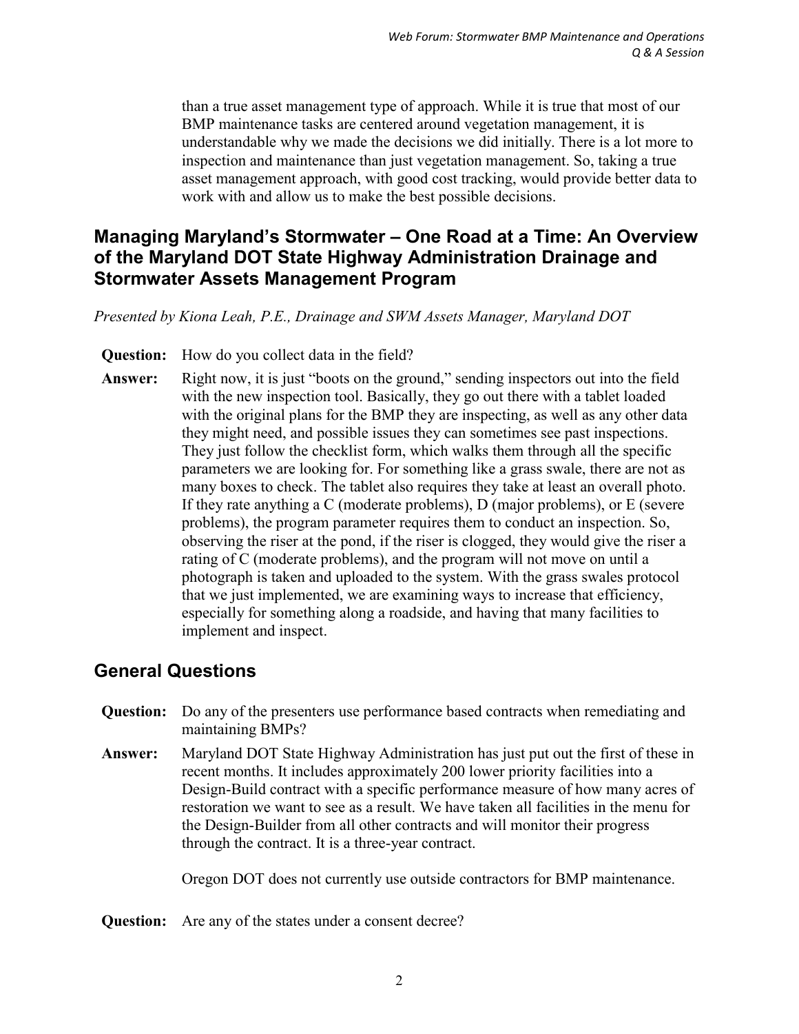than a true asset management type of approach. While it is true that most of our BMP maintenance tasks are centered around vegetation management, it is understandable why we made the decisions we did initially. There is a lot more to inspection and maintenance than just vegetation management. So, taking a true asset management approach, with good cost tracking, would provide better data to work with and allow us to make the best possible decisions.

## Managing Maryland's Stormwater – One Road at a Time: An Overview of the Maryland DOT State Highway Administration Drainage and Stormwater Assets Management Program

*Presented by Kiona Leah, P.E., Drainage and SWM Assets Manager, Maryland DOT*

**Question:** How do you collect data in the field?

**Answer:** Right now, it is just "boots on the ground," sending inspectors out into the field with the new inspection tool. Basically, they go out there with a tablet loaded with the original plans for the BMP they are inspecting, as well as any other data they might need, and possible issues they can sometimes see past inspections. They just follow the checklist form, which walks them through all the specific parameters we are looking for. For something like a grass swale, there are not as many boxes to check. The tablet also requires they take at least an overall photo. If they rate anything a C (moderate problems), D (major problems), or E (severe problems), the program parameter requires them to conduct an inspection. So, observing the riser at the pond, if the riser is clogged, they would give the riser a rating of C (moderate problems), and the program will not move on until a photograph is taken and uploaded to the system. With the grass swales protocol that we just implemented, we are examining ways to increase that efficiency, especially for something along a roadside, and having that many facilities to implement and inspect.

## General Questions

**Question:** Do any of the presenters use performance based contracts when remediating and maintaining BMPs?

**Answer:** Maryland DOT State Highway Administration has just put out the first of these in recent months. It includes approximately 200 lower priority facilities into a Design-Build contract with a specific performance measure of how many acres of restoration we want to see as a result. We have taken all facilities in the menu for the Design-Builder from all other contracts and will monitor their progress through the contract. It is a three-year contract.

Oregon DOT does not currently use outside contractors for BMP maintenance.

**Question:** Are any of the states under a consent decree?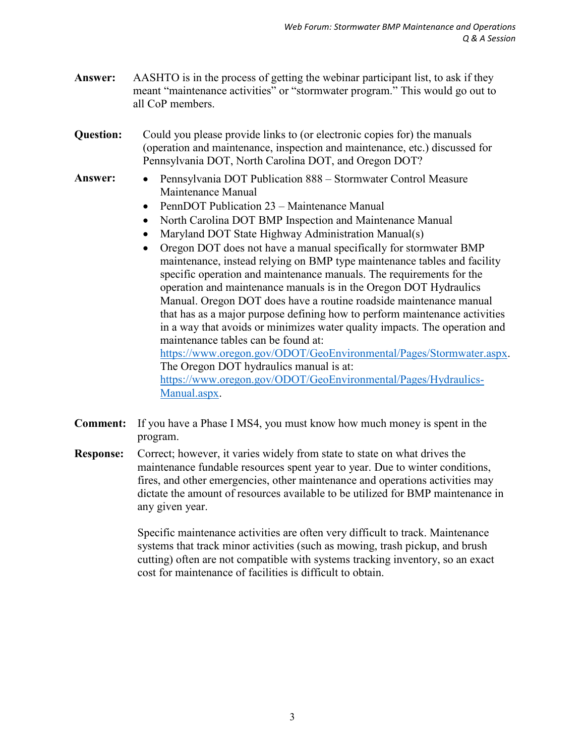**Answer:** AASHTO is in the process of getting the webinar participant list, to ask if they meant "maintenance activities" or "stormwater program." This would go out to all CoP members.

**Question:** Could you please provide links to (or electronic copies for) the manuals (operation and maintenance, inspection and maintenance, etc.) discussed for Pennsylvania DOT, North Carolina DOT, and Oregon DOT?

**Answer:**

- Pennsylvania DOT Publication 888 – Stormwater Control Measure Maintenance Manual
- PennDOT Publication 23 – Maintenance Manual
- North Carolina DOT BMP Inspection and Maintenance Manual
- Maryland DOT State Highway Administration Manual(s)
- Oregon DOT does not have a manual specifically for stormwater BMP maintenance, instead relying on BMP type maintenance tables and facility specific operation and maintenance manuals. The requirements for the operation and maintenance manuals is in the Oregon DOT Hydraulics Manual. Oregon DOT does have a routine roadside maintenance manual that has as a major purpose defining how to perform maintenance activities in a way that avoids or minimizes water quality impacts. The operation and maintenance tables can be found at: https://www.oregon.gov/ODOT/GeoEnvironmental/Pages/Stormwater.aspx. The Oregon DOT hydraulics manual is at: https://www.oregon.gov/ODOT/GeoEnvironmental/Pages/Hydraulics-Manual.aspx.

**Comment:** If you have a Phase I MS4, you must know how much money is spent in the program.

**Response:** Correct; however, it varies widely from state to state on what drives the maintenance fundable resources spent year to year. Due to winter conditions, fires, and other emergencies, other maintenance and operations activities may dictate the amount of resources available to be utilized for BMP maintenance in any given year.

Specific maintenance activities are often very difficult to track. Maintenance systems that track minor activities (such as mowing, trash pickup, and brush cutting) often are not compatible with systems tracking inventory, so an exact cost for maintenance of facilities is difficult to obtain.